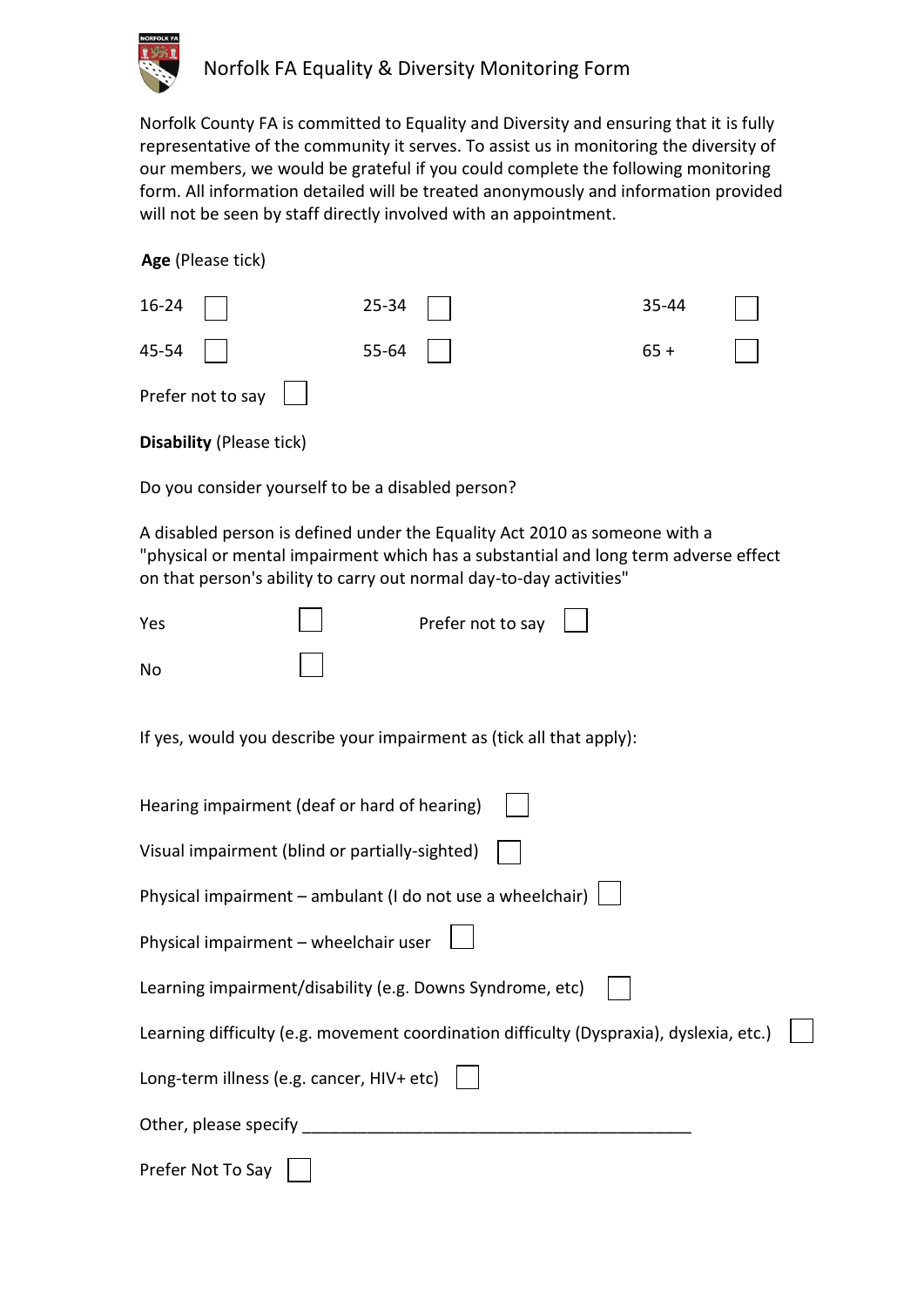# Norfolk FA Equality & Diversity Monitoring Form

Norfolk County FA is committed to Equality and Diversity and ensuring that it is fully representative of the community it serves. To assist us in monitoring the diversity of our members, we would be grateful if you could complete the following monitoring form. All information detailed will be treated anonymously and information provided will not be seen by staff directly involved with an appointment.

**Age** (Please tick)

| | | | | | |
|---|---|---|---|---|---|
| 16-24 | ☐ | 25-34 | ☐ | 35-44 | ☐ |
| 45-54 | ☐ | 55-64 | ☐ | 65 + | ☐ |

Prefer not to say ☐

**Disability** (Please tick)

Do you consider yourself to be a disabled person?

A disabled person is defined under the Equality Act 2010 as someone with a "physical or mental impairment which has a substantial and long term adverse effect on that person's ability to carry out normal day-to-day activities"

| | | | |
|---|---|---|---|
| Yes | ☐ | Prefer not to say | ☐ |
| No | ☐ | | |

If yes, would you describe your impairment as (tick all that apply):

Hearing impairment (deaf or hard of hearing) ☐

Visual impairment (blind or partially-sighted) ☐

Physical impairment – ambulant (I do not use a wheelchair) ☐

Physical impairment – wheelchair user ☐

Learning impairment/disability (e.g. Downs Syndrome, etc) ☐

Learning difficulty (e.g. movement coordination difficulty (Dyspraxia), dyslexia, etc.) ☐

Long-term illness (e.g. cancer, HIV+ etc) ☐

Other, please specify ___________________________________________

Prefer Not To Say ☐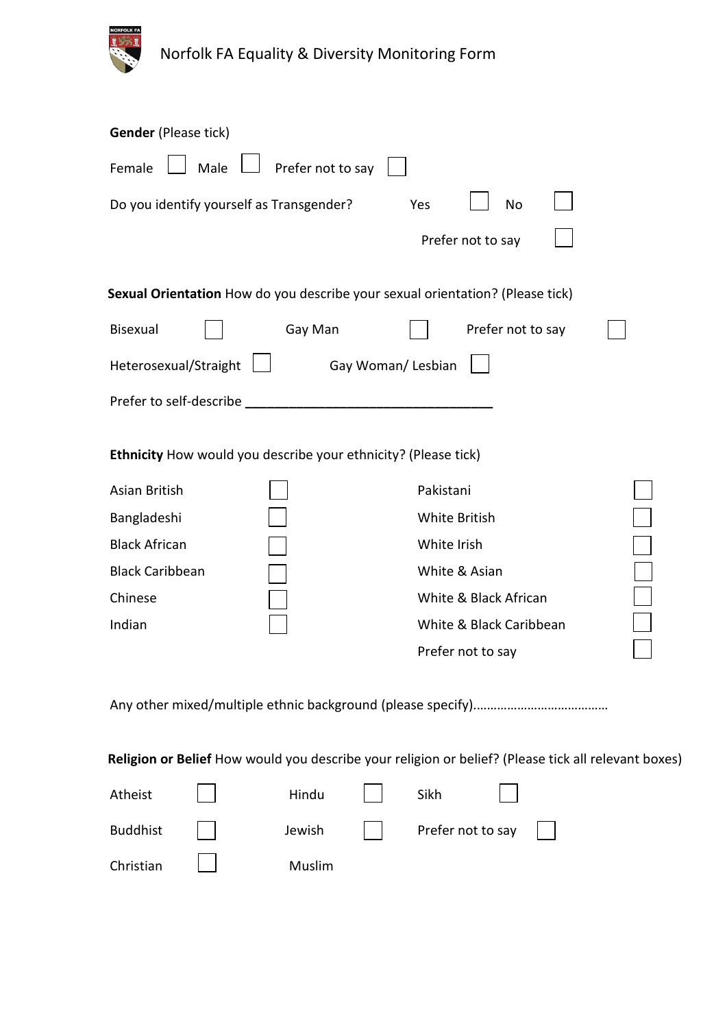# Norfolk FA Equality & Diversity Monitoring Form

**Gender** (Please tick)

Female ☐ Male ☐ Prefer not to say ☐

Do you identify yourself as Transgender? Yes ☐ No ☐

Prefer not to say ☐

**Sexual Orientation** How do you describe your sexual orientation? (Please tick)

| | | | | | |
|---|---|---|---|---|---|
| Bisexual | ☐ | Gay Man | ☐ | Prefer not to say | ☐ |
| Heterosexual/Straight | ☐ | Gay Woman/ Lesbian | ☐ | | |

Prefer to self-describe ___________________________________

**Ethnicity** How would you describe your ethnicity? (Please tick)

| | | | |
|---|---|---|---|
| Asian British | ☐ | Pakistani | ☐ |
| Bangladeshi | ☐ | White British | ☐ |
| Black African | ☐ | White Irish | ☐ |
| Black Caribbean | ☐ | White & Asian | ☐ |
| Chinese | ☐ | White & Black African | ☐ |
| Indian | ☐ | White & Black Caribbean | ☐ |
| | | Prefer not to say | ☐ |

Any other mixed/multiple ethnic background (please specify)…………………………………

**Religion or Belief** How would you describe your religion or belief? (Please tick all relevant boxes)

| | | | | | |
|---|---|---|---|---|---|
| Atheist | ☐ | Hindu | ☐ | Sikh | ☐ |
| Buddhist | ☐ | Jewish | ☐ | Prefer not to say | ☐ |
| Christian | ☐ | Muslim | | | |